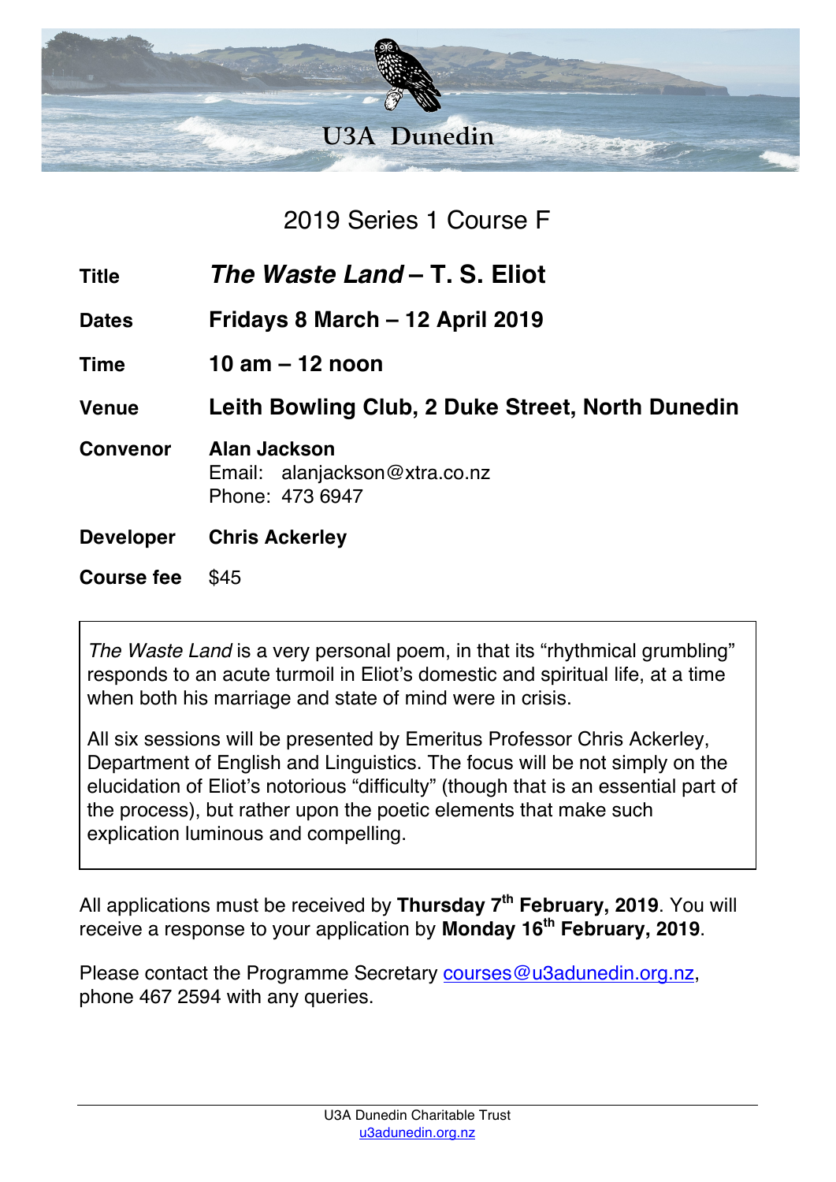# U3A Dunedin

## 2019 Series 1 Course F

| | |
|---|---|
| **Title** | ***The Waste Land* – T. S. Eliot** |
| **Dates** | **Fridays 8 March – 12 April 2019** |
| **Time** | **10 am – 12 noon** |
| **Venue** | **Leith Bowling Club, 2 Duke Street, North Dunedin** |
| **Convenor** | **Alan Jackson**<br>Email: alanjackson@xtra.co.nz<br>Phone: 473 6947 |
| **Developer** | **Chris Ackerley** |
| **Course fee** | $45 |

*The Waste Land* is a very personal poem, in that its "rhythmical grumbling" responds to an acute turmoil in Eliot's domestic and spiritual life, at a time when both his marriage and state of mind were in crisis.

All six sessions will be presented by Emeritus Professor Chris Ackerley, Department of English and Linguistics. The focus will be not simply on the elucidation of Eliot's notorious "difficulty" (though that is an essential part of the process), but rather upon the poetic elements that make such explication luminous and compelling.

All applications must be received by **Thursday 7th February, 2019**. You will receive a response to your application by **Monday 16th February, 2019**.

Please contact the Programme Secretary courses@u3adunedin.org.nz, phone 467 2594 with any queries.

U3A Dunedin Charitable Trust
u3adunedin.org.nz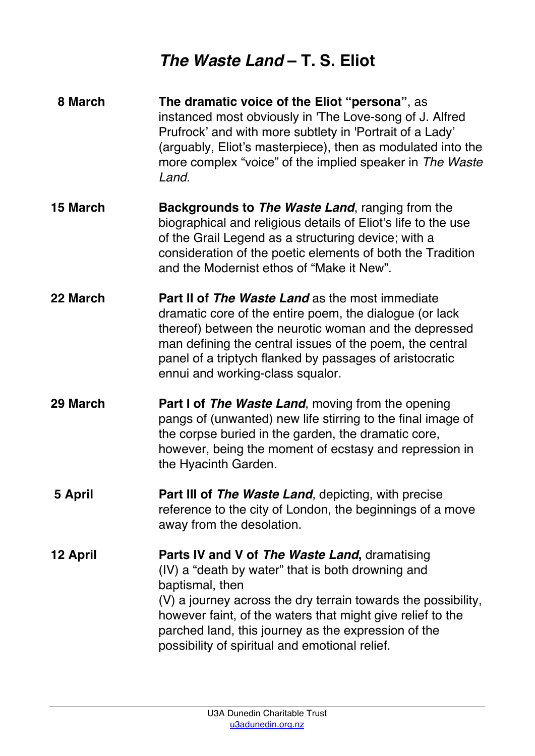# *The Waste Land* – T. S. Eliot

**8 March** — **The dramatic voice of the Eliot "persona"**, as instanced most obviously in 'The Love-song of J. Alfred Prufrock' and with more subtlety in 'Portrait of a Lady' (arguably, Eliot's masterpiece), then as modulated into the more complex "voice" of the implied speaker in *The Waste Land*.

**15 March** — **Backgrounds to *The Waste Land***, ranging from the biographical and religious details of Eliot's life to the use of the Grail Legend as a structuring device; with a consideration of the poetic elements of both the Tradition and the Modernist ethos of "Make it New".

**22 March** — **Part II of *The Waste Land*** as the most immediate dramatic core of the entire poem, the dialogue (or lack thereof) between the neurotic woman and the depressed man defining the central issues of the poem, the central panel of a triptych flanked by passages of aristocratic ennui and working-class squalor.

**29 March** — **Part I of *The Waste Land***, moving from the opening pangs of (unwanted) new life stirring to the final image of the corpse buried in the garden, the dramatic core, however, being the moment of ecstasy and repression in the Hyacinth Garden.

**5 April** — **Part III of *The Waste Land***, depicting, with precise reference to the city of London, the beginnings of a move away from the desolation.

**12 April** — **Parts IV and V of *The Waste Land*,** dramatising (IV) a "death by water" that is both drowning and baptismal, then (V) a journey across the dry terrain towards the possibility, however faint, of the waters that might give relief to the parched land, this journey as the expression of the possibility of spiritual and emotional relief.

U3A Dunedin Charitable Trust
u3adunedin.org.nz